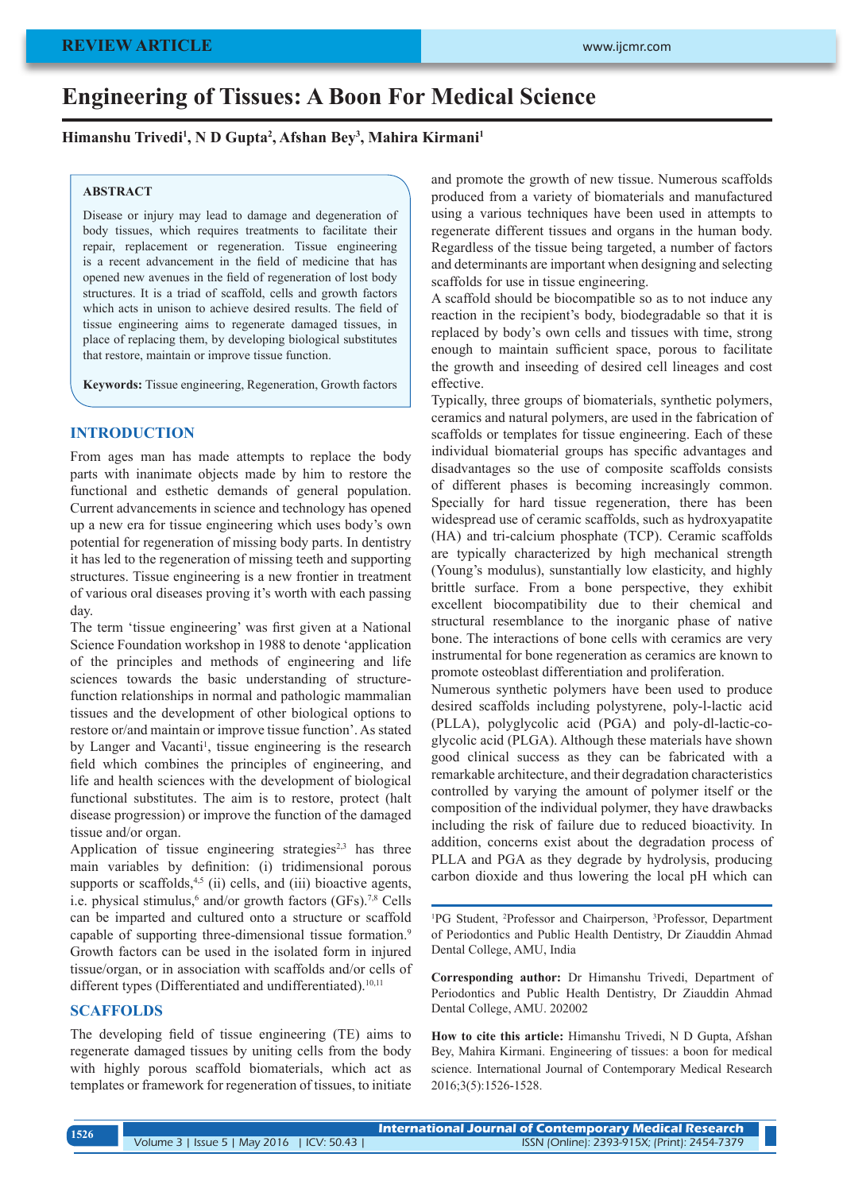REVIEW ARTICLE

# Engineering of Tissues: A Boon For Medical Science

**Himanshu Trivedi[1], N D Gupta[2], Afshan Bey[3], Mahira Kirmani[1]**

### ABSTRACT

Disease or injury may lead to damage and degeneration of body tissues, which requires treatments to facilitate their repair, replacement or regeneration. Tissue engineering is a recent advancement in the field of medicine that has opened new avenues in the field of regeneration of lost body structures. It is a triad of scaffold, cells and growth factors which acts in unison to achieve desired results. The field of tissue engineering aims to regenerate damaged tissues, in place of replacing them, by developing biological substitutes that restore, maintain or improve tissue function.

**Keywords:** Tissue engineering, Regeneration, Growth factors

## INTRODUCTION

From ages man has made attempts to replace the body parts with inanimate objects made by him to restore the functional and esthetic demands of general population. Current advancements in science and technology has opened up a new era for tissue engineering which uses body's own potential for regeneration of missing body parts. In dentistry it has led to the regeneration of missing teeth and supporting structures. Tissue engineering is a new frontier in treatment of various oral diseases proving it's worth with each passing day.

The term 'tissue engineering' was first given at a National Science Foundation workshop in 1988 to denote 'application of the principles and methods of engineering and life sciences towards the basic understanding of structure-function relationships in normal and pathologic mammalian tissues and the development of other biological options to restore or/and maintain or improve tissue function'. As stated by Langer and Vacanti[1], tissue engineering is the research field which combines the principles of engineering, and life and health sciences with the development of biological functional substitutes. The aim is to restore, protect (halt disease progression) or improve the function of the damaged tissue and/or organ.

Application of tissue engineering strategies[2,3] has three main variables by definition: (i) tridimensional porous supports or scaffolds,[4,5] (ii) cells, and (iii) bioactive agents, i.e. physical stimulus,[6] and/or growth factors (GFs).[7,8] Cells can be imparted and cultured onto a structure or scaffold capable of supporting three-dimensional tissue formation.[9] Growth factors can be used in the isolated form in injured tissue/organ, or in association with scaffolds and/or cells of different types (Differentiated and undifferentiated).[10,11]

## SCAFFOLDS

The developing field of tissue engineering (TE) aims to regenerate damaged tissues by uniting cells from the body with highly porous scaffold biomaterials, which act as templates or framework for regeneration of tissues, to initiate and promote the growth of new tissue. Numerous scaffolds produced from a variety of biomaterials and manufactured using a various techniques have been used in attempts to regenerate different tissues and organs in the human body. Regardless of the tissue being targeted, a number of factors and determinants are important when designing and selecting scaffolds for use in tissue engineering.

A scaffold should be biocompatible so as to not induce any reaction in the recipient's body, biodegradable so that it is replaced by body's own cells and tissues with time, strong enough to maintain sufficient space, porous to facilitate the growth and inseeding of desired cell lineages and cost effective.

Typically, three groups of biomaterials, synthetic polymers, ceramics and natural polymers, are used in the fabrication of scaffolds or templates for tissue engineering. Each of these individual biomaterial groups has specific advantages and disadvantages so the use of composite scaffolds consists of different phases is becoming increasingly common. Specially for hard tissue regeneration, there has been widespread use of ceramic scaffolds, such as hydroxyapatite (HA) and tri-calcium phosphate (TCP). Ceramic scaffolds are typically characterized by high mechanical strength (Young's modulus), sunstantially low elasticity, and highly brittle surface. From a bone perspective, they exhibit excellent biocompatibility due to their chemical and structural resemblance to the inorganic phase of native bone. The interactions of bone cells with ceramics are very instrumental for bone regeneration as ceramics are known to promote osteoblast differentiation and proliferation.

Numerous synthetic polymers have been used to produce desired scaffolds including polystyrene, poly-l-lactic acid (PLLA), polyglycolic acid (PGA) and poly-dl-lactic-co-glycolic acid (PLGA). Although these materials have shown good clinical success as they can be fabricated with a remarkable architecture, and their degradation characteristics controlled by varying the amount of polymer itself or the composition of the individual polymer, they have drawbacks including the risk of failure due to reduced bioactivity. In addition, concerns exist about the degradation process of PLLA and PGA as they degrade by hydrolysis, producing carbon dioxide and thus lowering the local pH which can

---

[1]PG Student, [2]Professor and Chairperson, [3]Professor, Department of Periodontics and Public Health Dentistry, Dr Ziauddin Ahmad Dental College, AMU, India

**Corresponding author:** Dr Himanshu Trivedi, Department of Periodontics and Public Health Dentistry, Dr Ziauddin Ahmad Dental College, AMU. 202002

**How to cite this article:** Himanshu Trivedi, N D Gupta, Afshan Bey, Mahira Kirmani. Engineering of tissues: a boon for medical science. International Journal of Contemporary Medical Research 2016;3(5):1526-1528.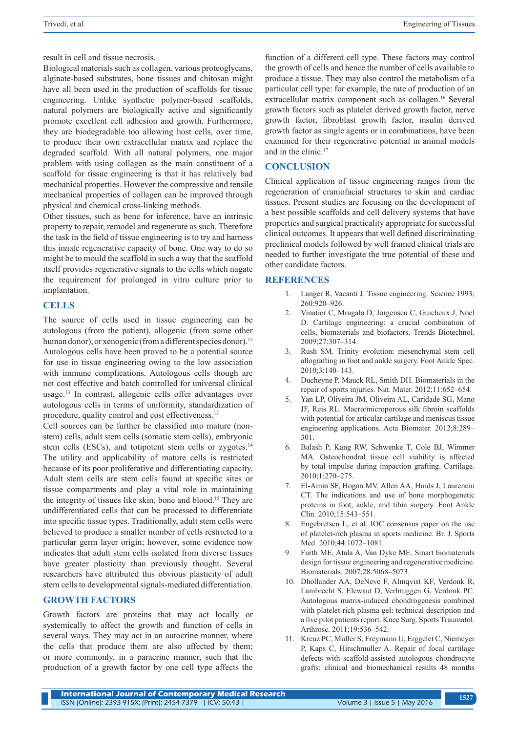result in cell and tissue necrosis.

Biological materials such as collagen, various proteoglycans, alginate-based substrates, bone tissues and chitosan might have all been used in the production of scaffolds for tissue engineering. Unlike synthetic polymer-based scaffolds, natural polymers are biologically active and significantly promote excellent cell adhesion and growth. Furthermore, they are biodegradable too allowing host cells, over time, to produce their own extracellular matrix and replace the degraded scaffold. With all natural polymers, one major problem with using collagen as the main constituent of a scaffold for tissue engineering is that it has relatively bad mechanical properties. However the compressive and tensile mechanical properties of collagen can be improved through physical and chemical cross-linking methods.

Other tissues, such as bone for inference, have an intrinsic property to repair, remodel and regenerate as such. Therefore the task in the field of tissue engineering is to try and harness this innate regenerative capacity of bone. One way to do so might be to mould the scaffold in such a way that the scaffold itself provides regenerative signals to the cells which nagate the requirement for prolonged in vitro culture prior to implantation.

## CELLS

The source of cells used in tissue engineering can be autologous (from the patient), allogenic (from some other human donor), or xenogenic (from a different species donor).[12] Autologous cells have been proved to be a potential source for use in tissue engineering owing to the low association with immune complications. Autologous cells though are not cost effective and batch controlled for universal clinical usage.[13] In contrast, allogenic cells offer advantages over autologous cells in terms of uniformity, standardization of procedure, quality control and cost effectiveness.[13]

Cell sources can be further be classified into mature (non-stem) cells, adult stem cells (somatic stem cells), embryonic stem cells (ESCs), and totipotent stem cells or zygotes.[14] The utility and applicability of mature cells is restricted because of its poor proliferative and differentiating capacity. Adult stem cells are stem cells found at specific sites or tissue compartments and play a vital role in maintaining the integrity of tissues like skin, bone and blood.[15] They are undifferentiated cells that can be processed to differentiate into specific tissue types. Traditionally, adult stem cells were believed to produce a smaller number of cells restricted to a particular germ layer origin; however, some evidence now indicates that adult stem cells isolated from diverse tissues have greater plasticity than previously thought. Several researchers have attributed this obvious plasticity of adult stem cells to developmental signals-mediated differentiation.

## GROWTH FACTORS

Growth factors are proteins that may act locally or systemically to affect the growth and function of cells in several ways. They may act in an autocrine manner, where the cells that produce them are also affected by them; or more commonly, in a paracrine manner, such that the production of a growth factor by one cell type affects the function of a different cell type. These factors may control the growth of cells and hence the number of cells available to produce a tissue. They may also control the metabolism of a particular cell type: for example, the rate of production of an extracellular matrix component such as collagen.[16] Several growth factors such as platelet derived growth factor, nerve growth factor, fibroblast growth factor, insulin derived growth factor as single agents or in combinations, have been examined for their regenerative potential in animal models and in the clinic.[17]

## CONCLUSION

Clinical application of tissue engineering ranges from the regeneration of craniofacial structures to skin and cardiac tissues. Present studies are focusing on the development of a best possible scaffolds and cell delivery systems that have properties and surgical practicality appropriate for successful clinical outcomes. It appears that well defined discriminating preclinical models followed by well framed clinical trials are needed to further investigate the true potential of these and other candidate factors.

## REFERENCES

1. Langer R, Vacanti J. Tissue engineering. Science 1993; 260:920–926.
2. Vinatier C, Mrugala D, Jorgensen C, Guicheux J, Noel D. Cartilage engineering: a crucial combination of cells, biomaterials and biofactors. Trends Biotechnol. 2009;27:307–314.
3. Rush SM. Trinity evolution: mesenchymal stem cell allografting in foot and ankle surgery. Foot Ankle Spec. 2010;3:140–143.
4. Ducheyne P, Mauck RL, Smith DH. Biomaterials in the repair of sports injuries. Nat. Mater. 2012;11:652–654.
5. Yan LP, Oliveira JM, Oliveira AL, Caridade SG, Mano JF, Reis RL. Macro/microporous silk fibroin scaffolds with potential for articular cartilage and meniscus tissue engineering applications. Acta Biomater. 2012;8:289–301.
6. Balash P, Kang RW, Schwenke T, Cole BJ, Wimmer MA. Osteochondral tissue cell viability is affected by total impulse during impaction grafting. Cartilage. 2010;1:270–275.
7. El-Amin SF, Hogan MV, Allen AA, Hinds J, Laurencin CT. The indications and use of bone morphogenetic proteins in foot, ankle, and tibia surgery. Foot Ankle Clin. 2010;15:543–551.
8. Engebretsen L, et al. IOC consensus paper on the use of platelet-rich plasma in sports medicine. Br. J. Sports Med. 2010;44:1072–1081.
9. Furth ME, Atala A, Van Dyke ME. Smart biomaterials design for tissue engineering and regenerative medicine. Biomaterials. 2007;28:5068–5073.
10. Dhollander AA, DeNeve F, Almqvist KF, Verdonk R, Lambrecht S, Elewaut D, Verbruggen G, Verdonk PC. Autologous matrix-induced chondrogenesis combined with platelet-rich plasma gel: technical description and a five pilot patients report. Knee Surg. Sports Traumatol. Arthrosc. 2011;19:536–542.
11. Kreuz PC, Muller S, Freymann U, Erggelet C, Niemeyer P, Kaps C, Hirschmuller A. Repair of focal cartilage defects with scaffold-assisted autologous chondrocyte grafts: clinical and biomechanical results 48 months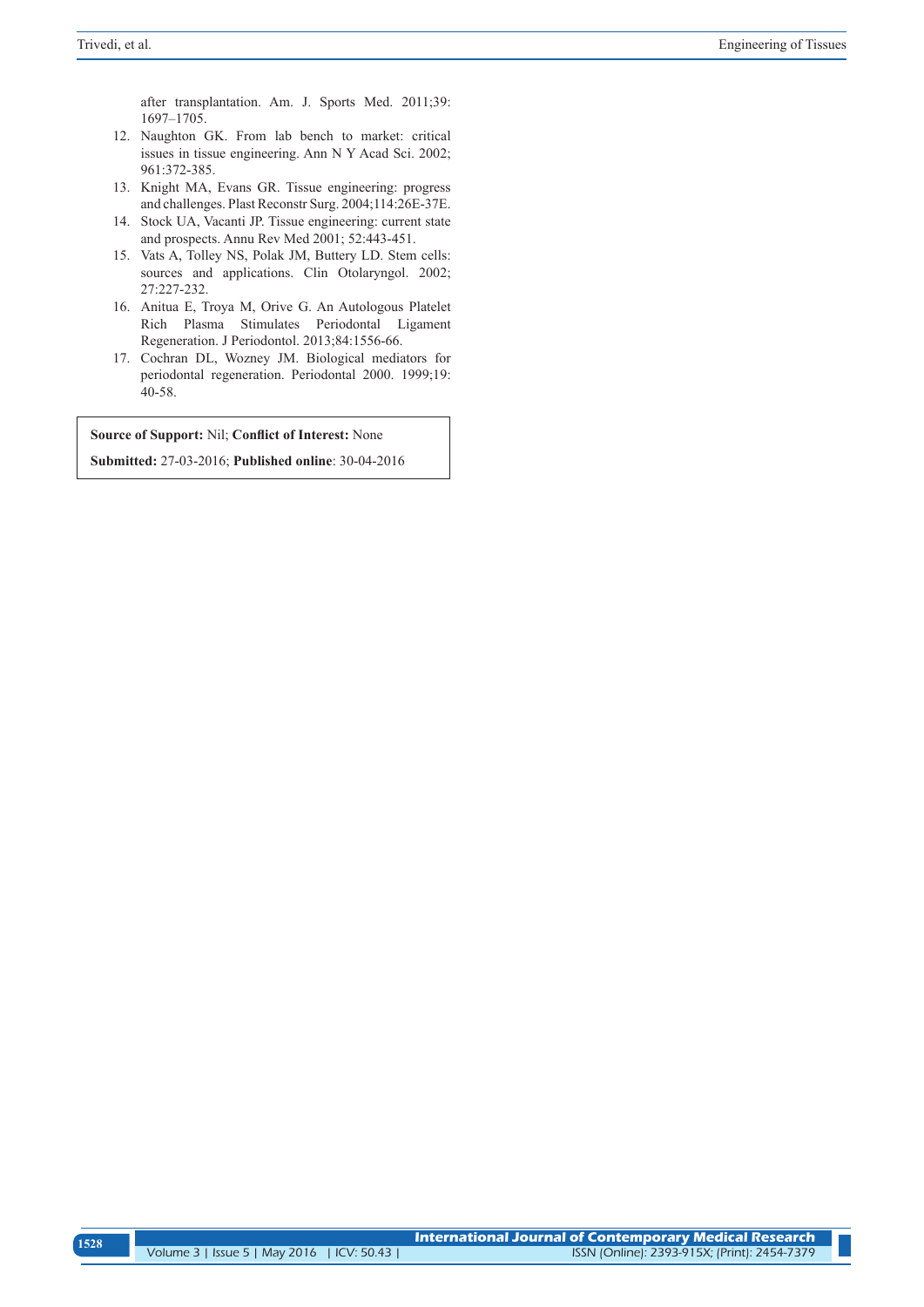after transplantation. Am. J. Sports Med. 2011;39: 1697–1705.

12. Naughton GK. From lab bench to market: critical issues in tissue engineering. Ann N Y Acad Sci. 2002; 961:372-385.
13. Knight MA, Evans GR. Tissue engineering: progress and challenges. Plast Reconstr Surg. 2004;114:26E-37E.
14. Stock UA, Vacanti JP. Tissue engineering: current state and prospects. Annu Rev Med 2001; 52:443-451.
15. Vats A, Tolley NS, Polak JM, Buttery LD. Stem cells: sources and applications. Clin Otolaryngol. 2002; 27:227-232.
16. Anitua E, Troya M, Orive G. An Autologous Platelet Rich Plasma Stimulates Periodontal Ligament Regeneration. J Periodontol. 2013;84:1556-66.
17. Cochran DL, Wozney JM. Biological mediators for periodontal regeneration. Periodontal 2000. 1999;19: 40-58.

**Source of Support:** Nil; **Conflict of Interest:** None

**Submitted:** 27-03-2016; **Published online**: 30-04-2016